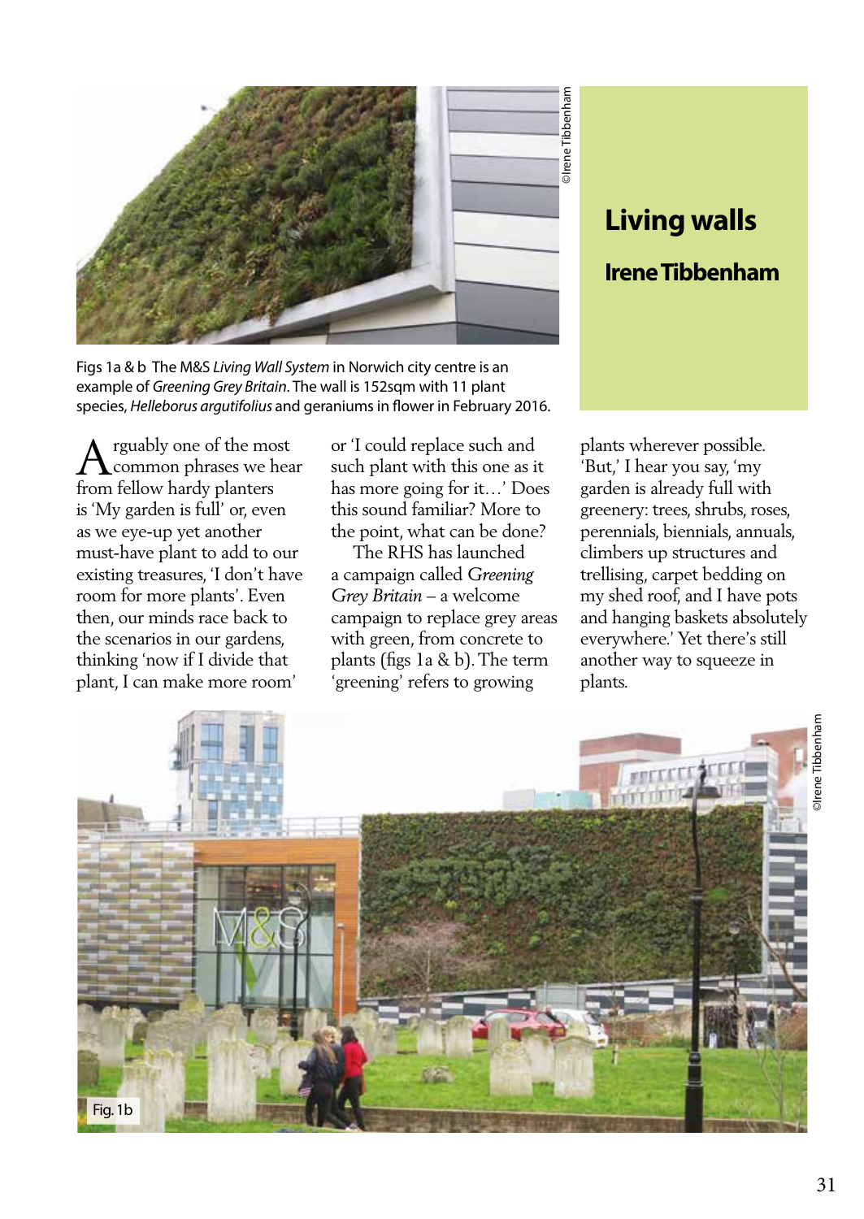# Living walls

## Irene Tibbenham

©Irene Tibbenham

Figs 1a & b The M&S *Living Wall System* in Norwich city centre is an example of *Greening Grey Britain*. The wall is 152sqm with 11 plant species, *Helleborus argutifolius* and geraniums in flower in February 2016.

Arguably one of the most common phrases we hear from fellow hardy planters is 'My garden is full' or, even as we eye-up yet another must-have plant to add to our existing treasures, 'I don't have room for more plants'. Even then, our minds race back to the scenarios in our gardens, thinking 'now if I divide that plant, I can make more room' or 'I could replace such and such plant with this one as it has more going for it…' Does this sound familiar? More to the point, what can be done?

The RHS has launched a campaign called *Greening Grey Britain* – a welcome campaign to replace grey areas with green, from concrete to plants (figs 1a & b). The term 'greening' refers to growing plants wherever possible. 'But,' I hear you say, 'my garden is already full with greenery: trees, shrubs, roses, perennials, biennials, annuals, climbers up structures and trellising, carpet bedding on my shed roof, and I have pots and hanging baskets absolutely everywhere.' Yet there's still another way to squeeze in plants.

Fig. 1b

©Irene Tibbenham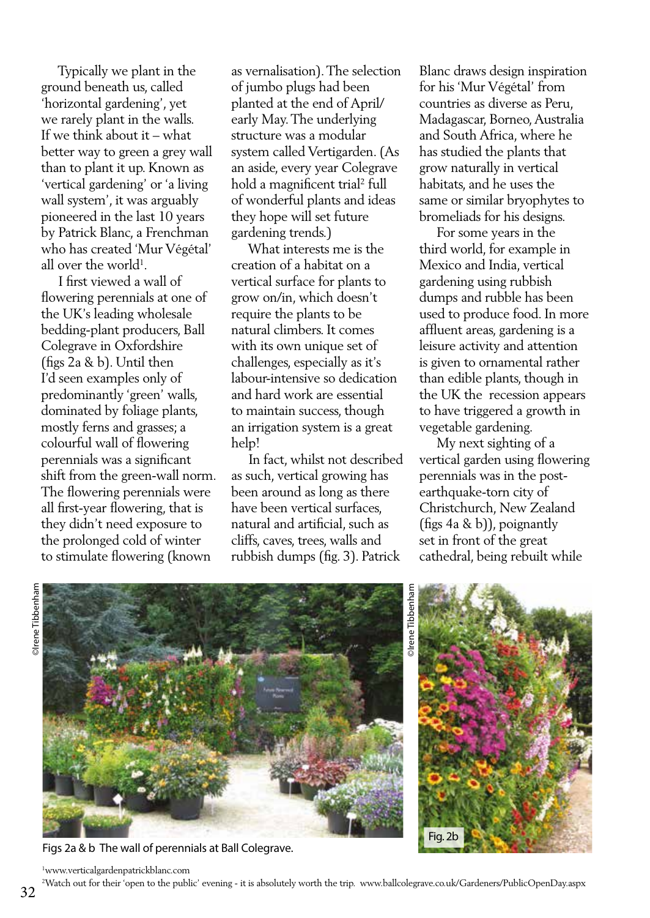Typically we plant in the ground beneath us, called 'horizontal gardening', yet we rarely plant in the walls. If we think about it – what better way to green a grey wall than to plant it up. Known as 'vertical gardening' or 'a living wall system', it was arguably pioneered in the last 10 years by Patrick Blanc, a Frenchman who has created 'Mur Végétal' all over the world[1].

I first viewed a wall of flowering perennials at one of the UK's leading wholesale bedding-plant producers, Ball Colegrave in Oxfordshire (figs 2a & b). Until then I'd seen examples only of predominantly 'green' walls, dominated by foliage plants, mostly ferns and grasses; a colourful wall of flowering perennials was a significant shift from the green-wall norm. The flowering perennials were all first-year flowering, that is they didn't need exposure to the prolonged cold of winter to stimulate flowering (known as vernalisation). The selection of jumbo plugs had been planted at the end of April/ early May. The underlying structure was a modular system called Vertigarden. (As an aside, every year Colegrave hold a magnificent trial[2] full of wonderful plants and ideas they hope will set future gardening trends.)

What interests me is the creation of a habitat on a vertical surface for plants to grow on/in, which doesn't require the plants to be natural climbers. It comes with its own unique set of challenges, especially as it's labour-intensive so dedication and hard work are essential to maintain success, though an irrigation system is a great help!

In fact, whilst not described as such, vertical growing has been around as long as there have been vertical surfaces, natural and artificial, such as cliffs, caves, trees, walls and rubbish dumps (fig. 3). Patrick Blanc draws design inspiration for his 'Mur Végétal' from countries as diverse as Peru, Madagascar, Borneo, Australia and South Africa, where he has studied the plants that grow naturally in vertical habitats, and he uses the same or similar bryophytes to bromeliads for his designs.

For some years in the third world, for example in Mexico and India, vertical gardening using rubbish dumps and rubble has been used to produce food. In more affluent areas, gardening is a leisure activity and attention is given to ornamental rather than edible plants, though in the UK the recession appears to have triggered a growth in vegetable gardening.

My next sighting of a vertical garden using flowering perennials was in the post-earthquake-torn city of Christchurch, New Zealand (figs 4a & b)), poignantly set in front of the great cathedral, being rebuilt while

©Irene Tibbenham

©Irene Tibbenham

Fig. 2b

Figs 2a & b The wall of perennials at Ball Colegrave.

[1] www.verticalgardenpatrickblanc.com

[2] Watch out for their 'open to the public' evening - it is absolutely worth the trip. www.ballcolegrave.co.uk/Gardeners/PublicOpenDay.aspx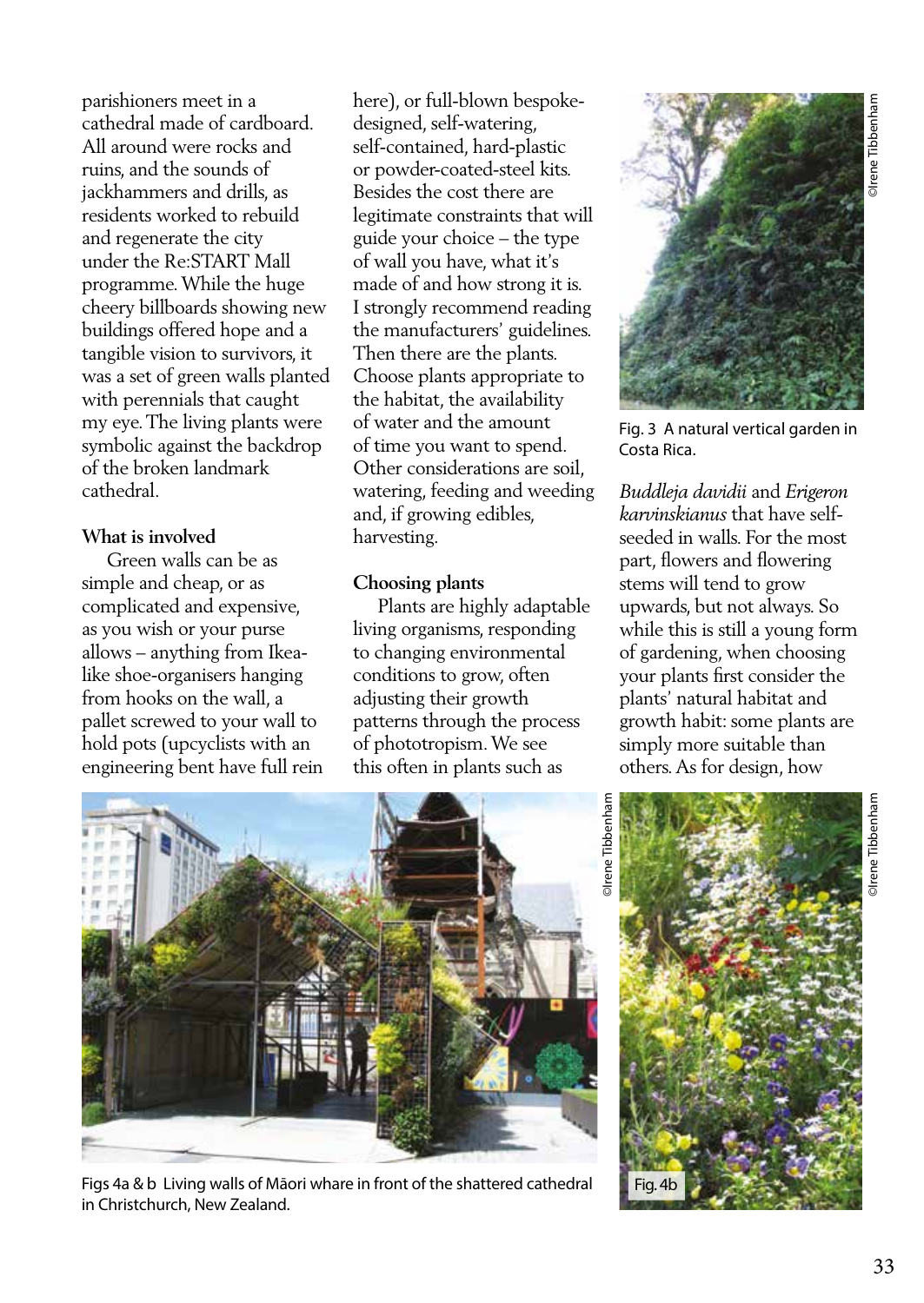parishioners meet in a cathedral made of cardboard. All around were rocks and ruins, and the sounds of jackhammers and drills, as residents worked to rebuild and regenerate the city under the Re:START Mall programme. While the huge cheery billboards showing new buildings offered hope and a tangible vision to survivors, it was a set of green walls planted with perennials that caught my eye. The living plants were symbolic against the backdrop of the broken landmark cathedral.

**What is involved**

Green walls can be as simple and cheap, or as complicated and expensive, as you wish or your purse allows – anything from Ikea-like shoe-organisers hanging from hooks on the wall, a pallet screwed to your wall to hold pots (upcyclists with an engineering bent have full rein here), or full-blown bespoke-designed, self-watering, self-contained, hard-plastic or powder-coated-steel kits. Besides the cost there are legitimate constraints that will guide your choice – the type of wall you have, what it's made of and how strong it is. I strongly recommend reading the manufacturers' guidelines. Then there are the plants. Choose plants appropriate to the habitat, the availability of water and the amount of time you want to spend. Other considerations are soil, watering, feeding and weeding and, if growing edibles, harvesting.

**Choosing plants**

Plants are highly adaptable living organisms, responding to changing environmental conditions to grow, often adjusting their growth patterns through the process of phototropism. We see this often in plants such as *Buddleja davidii* and *Erigeron karvinskianus* that have self-seeded in walls. For the most part, flowers and flowering stems will tend to grow upwards, but not always. So while this is still a young form of gardening, when choosing your plants first consider the plants' natural habitat and growth habit: some plants are simply more suitable than others. As for design, how

©Irene Tibbenham

Fig. 3 A natural vertical garden in Costa Rica.

©Irene Tibbenham

©Irene Tibbenham

Fig. 4b

Figs 4a & b Living walls of Māori whare in front of the shattered cathedral in Christchurch, New Zealand.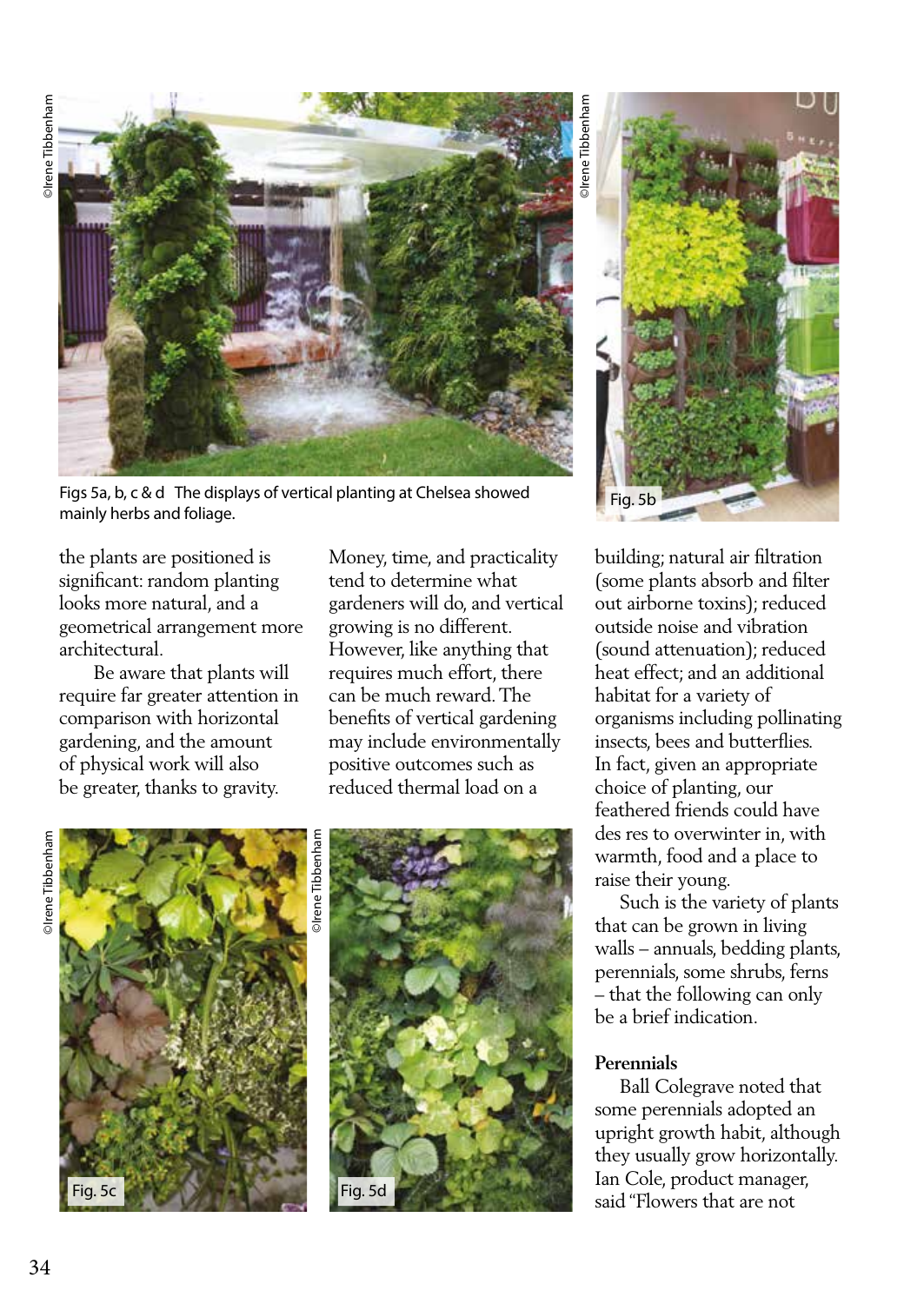Figs 5a, b, c & d  The displays of vertical planting at Chelsea showed mainly herbs and foliage.

the plants are positioned is significant: random planting looks more natural, and a geometrical arrangement more architectural.

Be aware that plants will require far greater attention in comparison with horizontal gardening, and the amount of physical work will also be greater, thanks to gravity.

Money, time, and practicality tend to determine what gardeners will do, and vertical growing is no different. However, like anything that requires much effort, there can be much reward. The benefits of vertical gardening may include environmentally positive outcomes such as reduced thermal load on a building; natural air filtration (some plants absorb and filter out airborne toxins); reduced outside noise and vibration (sound attenuation); reduced heat effect; and an additional habitat for a variety of organisms including pollinating insects, bees and butterflies. In fact, given an appropriate choice of planting, our feathered friends could have des res to overwinter in, with warmth, food and a place to raise their young.

Such is the variety of plants that can be grown in living walls – annuals, bedding plants, perennials, some shrubs, ferns – that the following can only be a brief indication.

### Perennials

Ball Colegrave noted that some perennials adopted an upright growth habit, although they usually grow horizontally. Ian Cole, product manager, said "Flowers that are not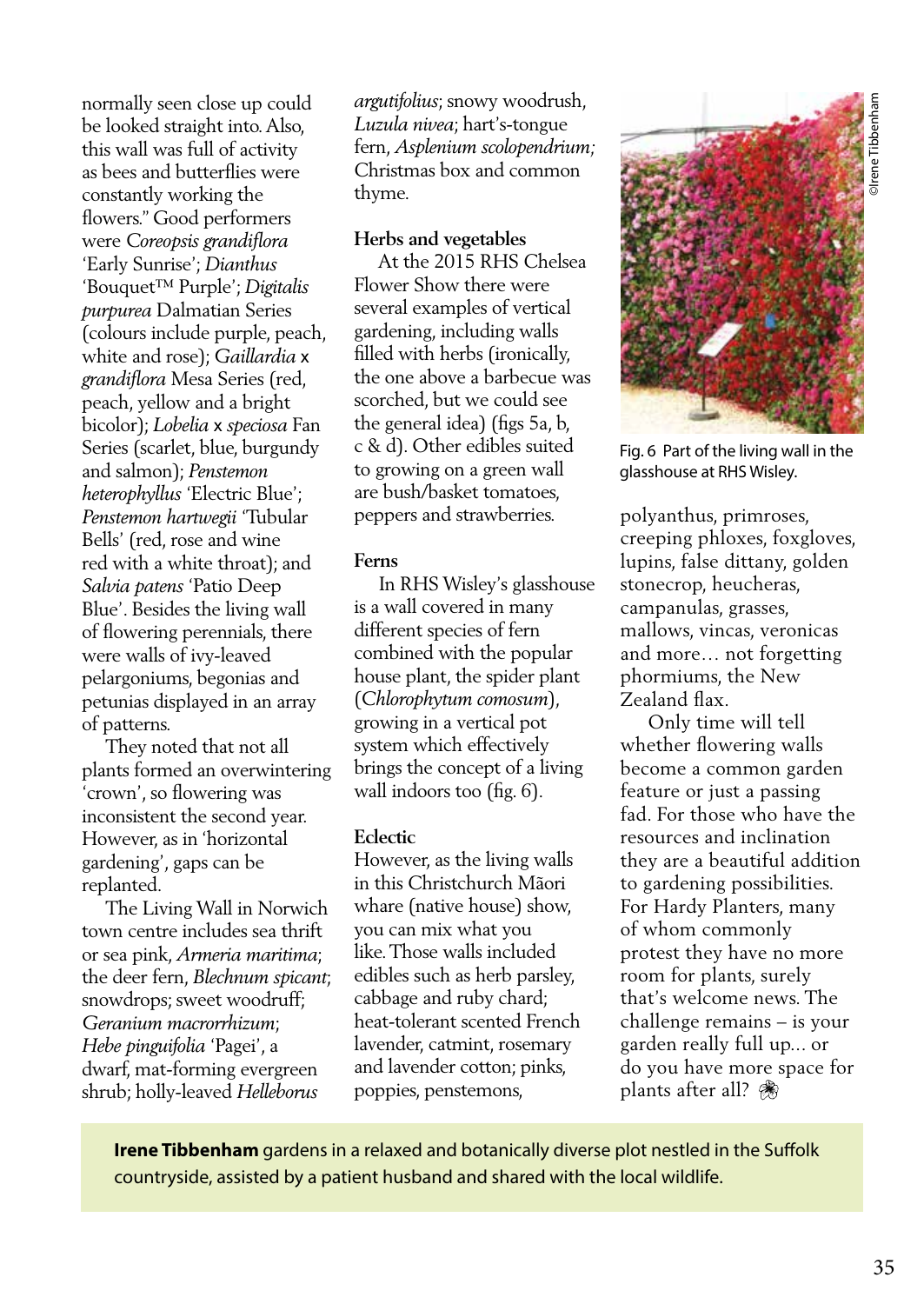normally seen close up could be looked straight into. Also, this wall was full of activity as bees and butterflies were constantly working the flowers." Good performers were *Coreopsis grandiflora* 'Early Sunrise'; *Dianthus* 'Bouquet™ Purple'; *Digitalis purpurea* Dalmatian Series (colours include purple, peach, white and rose); *Gaillardia* x *grandiflora* Mesa Series (red, peach, yellow and a bright bicolor); *Lobelia* x *speciosa* Fan Series (scarlet, blue, burgundy and salmon); *Penstemon heterophyllus* 'Electric Blue'; *Penstemon hartwegii* 'Tubular Bells' (red, rose and wine red with a white throat); and *Salvia patens* 'Patio Deep Blue'. Besides the living wall of flowering perennials, there were walls of ivy-leaved pelargoniums, begonias and petunias displayed in an array of patterns.

They noted that not all plants formed an overwintering 'crown', so flowering was inconsistent the second year. However, as in 'horizontal gardening', gaps can be replanted.

The Living Wall in Norwich town centre includes sea thrift or sea pink, *Armeria maritima*; the deer fern, *Blechnum spicant*; snowdrops; sweet woodruff; *Geranium macrorrhizum*; *Hebe pinguifolia* 'Pagei', a dwarf, mat-forming evergreen shrub; holly-leaved *Helleborus argutifolius*; snowy woodrush, *Luzula nivea*; hart's-tongue fern, *Asplenium scolopendrium;* Christmas box and common thyme.

**Herbs and vegetables**

At the 2015 RHS Chelsea Flower Show there were several examples of vertical gardening, including walls filled with herbs (ironically, the one above a barbecue was scorched, but we could see the general idea) (figs 5a, b, c & d). Other edibles suited to growing on a green wall are bush/basket tomatoes, peppers and strawberries.

**Ferns**

In RHS Wisley's glasshouse is a wall covered in many different species of fern combined with the popular house plant, the spider plant (*Chlorophytum comosum*), growing in a vertical pot system which effectively brings the concept of a living wall indoors too (fig. 6).

©Irene Tibbenham

Fig. 6 Part of the living wall in the glasshouse at RHS Wisley.

**Eclectic**

However, as the living walls in this Christchurch Māori whare (native house) show, you can mix what you like. Those walls included edibles such as herb parsley, cabbage and ruby chard; heat-tolerant scented French lavender, catmint, rosemary and lavender cotton; pinks, poppies, penstemons, polyanthus, primroses, creeping phloxes, foxgloves, lupins, false dittany, golden stonecrop, heucheras, campanulas, grasses, mallows, vincas, veronicas and more… not forgetting phormiums, the New Zealand flax.

Only time will tell whether flowering walls become a common garden feature or just a passing fad. For those who have the resources and inclination they are a beautiful addition to gardening possibilities. For Hardy Planters, many of whom commonly protest they have no more room for plants, surely that's welcome news. The challenge remains – is your garden really full up... or do you have more space for plants after all?

**Irene Tibbenham** gardens in a relaxed and botanically diverse plot nestled in the Suffolk countryside, assisted by a patient husband and shared with the local wildlife.